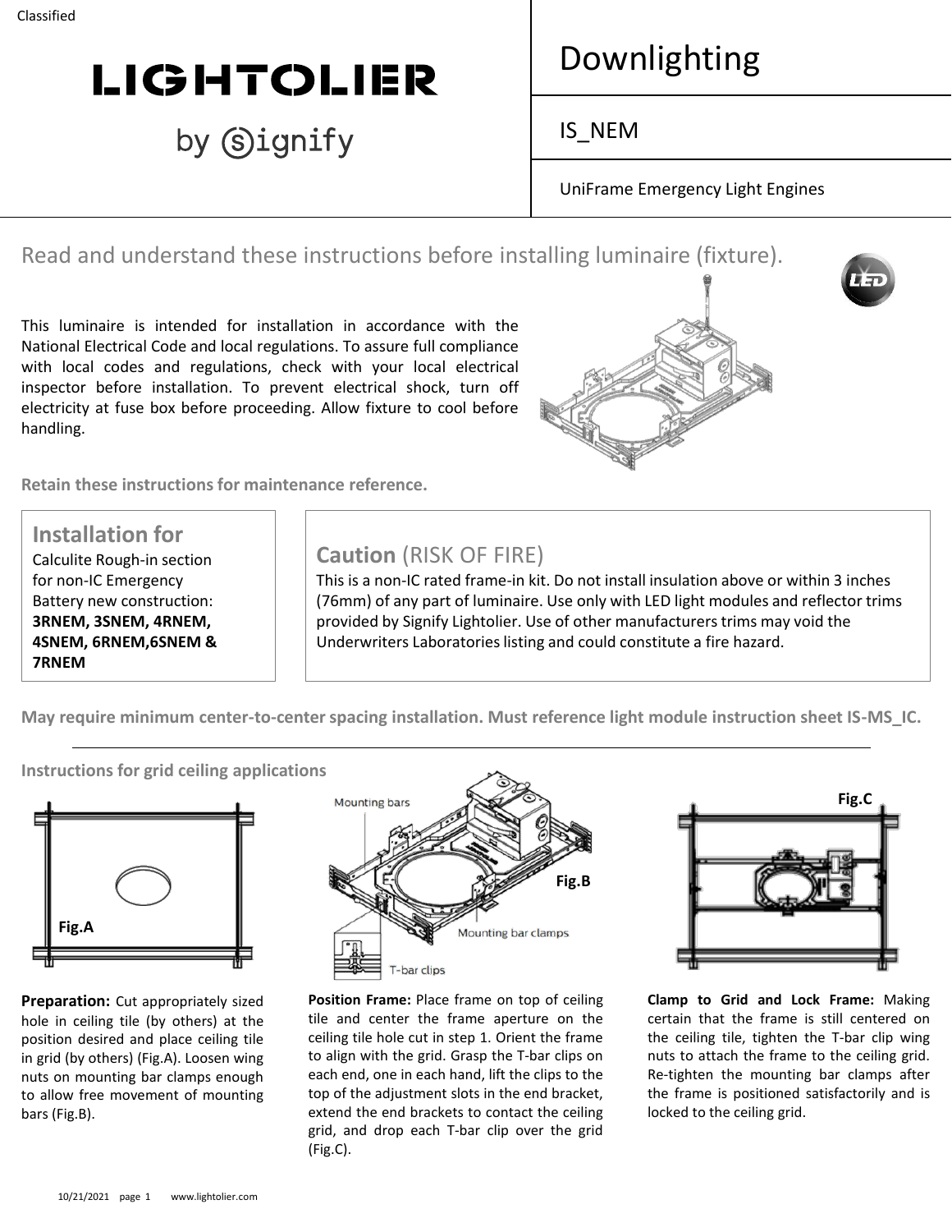Classified

# LIGHTOLIER by Signify

## Downlighting

## IS_NEM

UniFrame Emergency Light Engines

Read and understand these instructions before installing luminaire (fixture).

This luminaire is intended for installation in accordance with the National Electrical Code and local regulations. To assure full compliance with local codes and regulations, check with your local electrical inspector before installation. To prevent electrical shock, turn off electricity at fuse box before proceeding. Allow fixture to cool before handling.

**Retain these instructions for maintenance reference.**

### Installation for

Calculite Rough-in section for non-IC Emergency Battery new construction: **3RNEM, 3SNEM, 4RNEM, 4SNEM, 6RNEM,6SNEM & 7RNEM**

### Caution (RISK OF FIRE)

This is a non-IC rated frame-in kit. Do not install insulation above or within 3 inches (76mm) of any part of luminaire. Use only with LED light modules and reflector trims provided by Signify Lightolier. Use of other manufacturers trims may void the Underwriters Laboratories listing and could constitute a fire hazard.

**May require minimum center-to-center spacing installation. Must reference light module instruction sheet IS-MS_IC.**

---

**Instructions for grid ceiling applications**

Fig.A

Mounting bars

Mounting bar clamps

T-bar clips

Fig.B

Fig.C

**Preparation:** Cut appropriately sized hole in ceiling tile (by others) at the position desired and place ceiling tile in grid (by others) (Fig.A). Loosen wing nuts on mounting bar clamps enough to allow free movement of mounting bars (Fig.B).

**Position Frame:** Place frame on top of ceiling tile and center the frame aperture on the ceiling tile hole cut in step 1. Orient the frame to align with the grid. Grasp the T-bar clips on each end, one in each hand, lift the clips to the top of the adjustment slots in the end bracket, extend the end brackets to contact the ceiling grid, and drop each T-bar clip over the grid (Fig.C).

**Clamp to Grid and Lock Frame:** Making certain that the frame is still centered on the ceiling tile, tighten the T-bar clip wing nuts to attach the frame to the ceiling grid. Re-tighten the mounting bar clamps after the frame is positioned satisfactorily and is locked to the ceiling grid.

10/21/2021 page 1 www.lightolier.com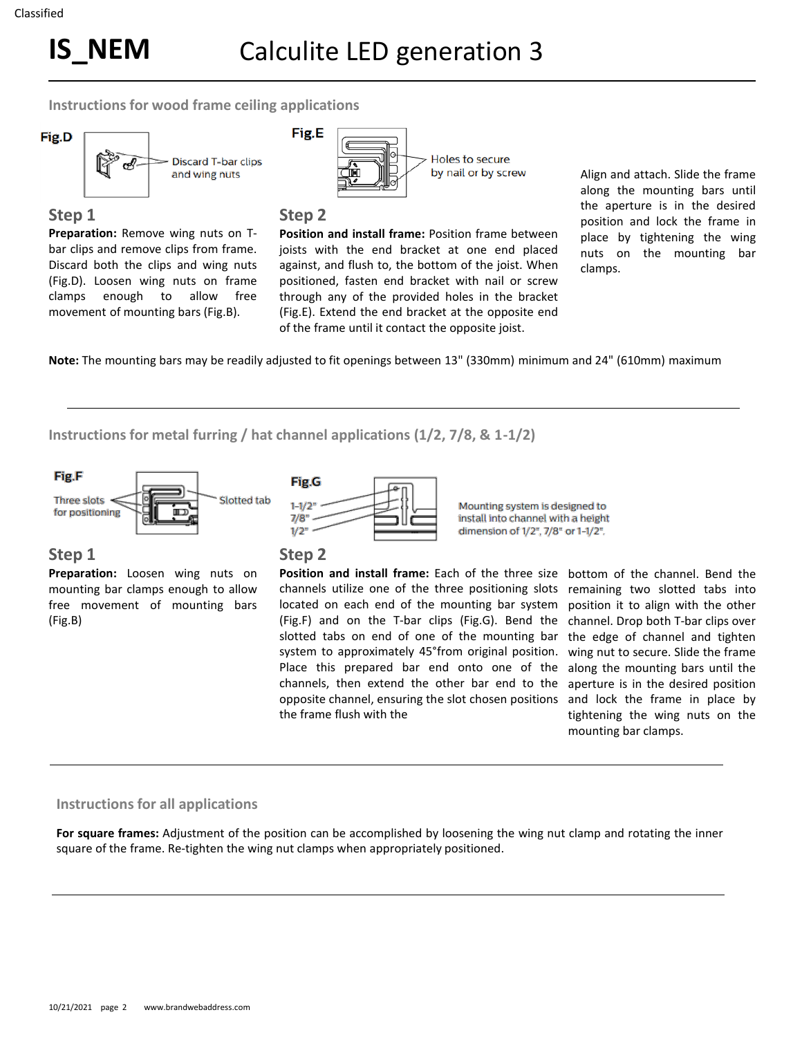# IS_NEM Calculite LED generation 3

## Instructions for wood frame ceiling applications

Fig.D

Discard T-bar clips and wing nuts

Fig.E

Holes to secure by nail or by screw

### Step 1

**Preparation:** Remove wing nuts on T-bar clips and remove clips from frame. Discard both the clips and wing nuts (Fig.D). Loosen wing nuts on frame clamps enough to allow free movement of mounting bars (Fig.B).

### Step 2

**Position and install frame:** Position frame between joists with the end bracket at one end placed against, and flush to, the bottom of the joist. When positioned, fasten end bracket with nail or screw through any of the provided holes in the bracket (Fig.E). Extend the end bracket at the opposite end of the frame until it contact the opposite joist.

Align and attach. Slide the frame along the mounting bars until the aperture is in the desired position and lock the frame in place by tightening the wing nuts on the mounting bar clamps.

**Note:** The mounting bars may be readily adjusted to fit openings between 13" (330mm) minimum and 24" (610mm) maximum

---

## Instructions for metal furring / hat channel applications (1/2, 7/8, & 1-1/2)

Fig.F

Three slots for positioning

Slotted tab

Fig.G

1-1/2"
7/8"
1/2"

Mounting system is designed to install into channel with a height dimension of 1/2", 7/8" or 1-1/2".

### Step 1

**Preparation:** Loosen wing nuts on mounting bar clamps enough to allow free movement of mounting bars (Fig.B)

### Step 2

**Position and install frame:** Each of the three size channels utilize one of the three positioning slots located on each end of the mounting bar system (Fig.F) and on the T-bar clips (Fig.G). Bend the slotted tabs on end of one of the mounting bar system to approximately 45°from original position. Place this prepared bar end onto one of the channels, then extend the other bar end to the opposite channel, ensuring the slot chosen positions the frame flush with the bottom of the channel. Bend the remaining two slotted tabs into position it to align with the other channel. Drop both T-bar clips over the edge of channel and tighten wing nut to secure. Slide the frame along the mounting bars until the aperture is in the desired position and lock the frame in place by tightening the wing nuts on the mounting bar clamps.

---

## Instructions for all applications

**For square frames:** Adjustment of the position can be accomplished by loosening the wing nut clamp and rotating the inner square of the frame. Re-tighten the wing nut clamps when appropriately positioned.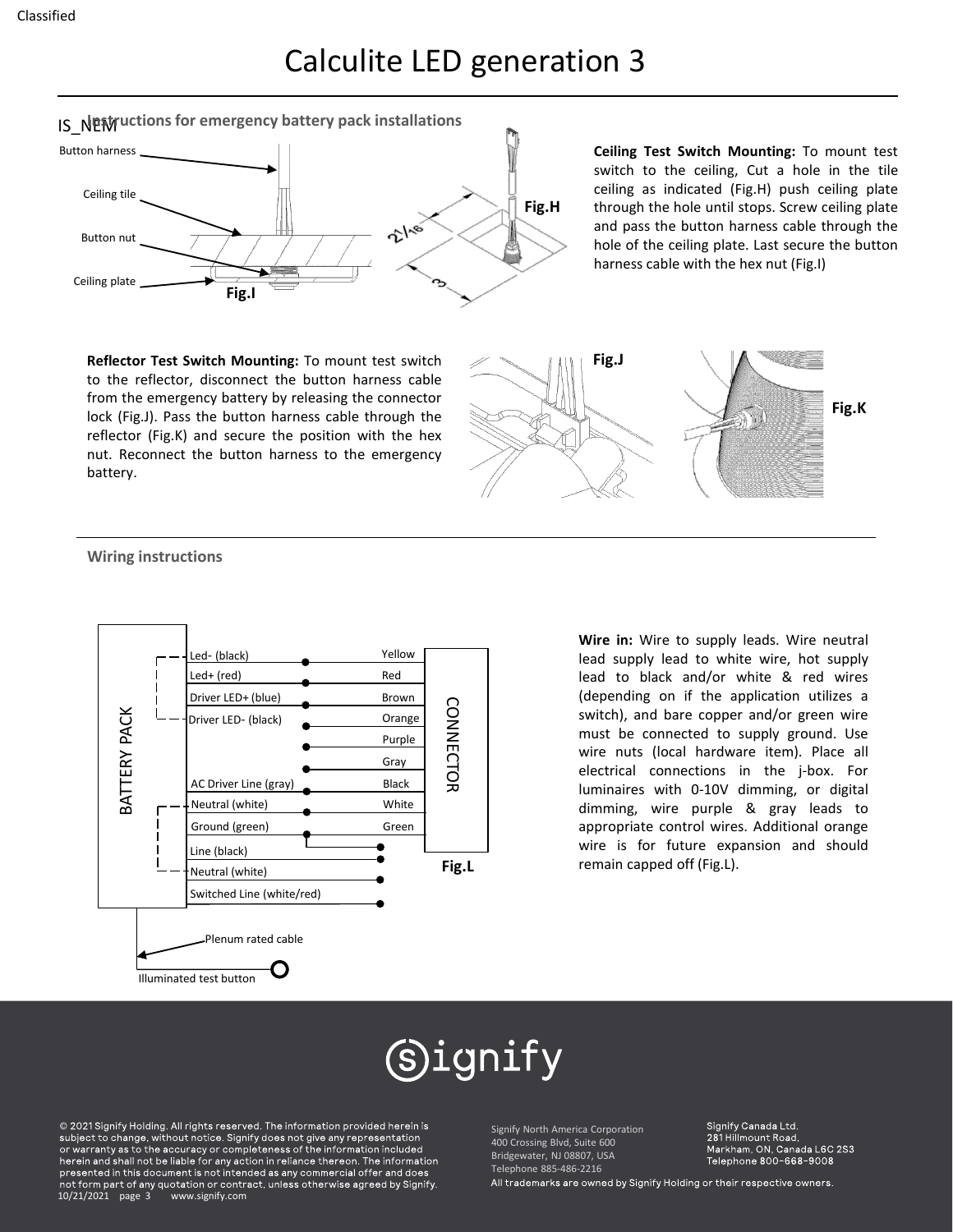Classified

# Calculite LED generation 3

## Instructions for emergency battery pack installations

Button harness

Ceiling tile

Button nut

Ceiling plate

Fig.I

Fig.H

2 1/16

3

**Ceiling Test Switch Mounting:** To mount test switch to the ceiling, Cut a hole in the tile ceiling as indicated (Fig.H) push ceiling plate through the hole until stops. Screw ceiling plate and pass the button harness cable through the hole of the ceiling plate. Last secure the button harness cable with the hex nut (Fig.I)

**Reflector Test Switch Mounting:** To mount test switch to the reflector, disconnect the button harness cable from the emergency battery by releasing the connector lock (Fig.J). Pass the button harness cable through the reflector (Fig.K) and secure the position with the hex nut. Reconnect the button harness to the emergency battery.

Fig.J

Fig.K

## Wiring instructions

BATTERY PACK

| Battery pack lead | Connector |
|---|---|
| Led- (black) | Yellow |
| Led+ (red) | Red |
| Driver LED+ (blue) | Brown |
| Driver LED- (black) | Orange |
| | Purple |
| | Gray |
| AC Driver Line (gray) | Black |
| Neutral (white) | White |
| Ground (green) | Green |
| Line (black) | |
| Neutral (white) | |
| Switched Line (white/red) | |

CONNECTOR

Fig.L

Plenum rated cable

Illuminated test button

**Wire in:** Wire to supply leads. Wire neutral lead supply lead to white wire, hot supply lead to black and/or white & red wires (depending on if the application utilizes a switch), and bare copper and/or green wire must be connected to supply ground. Use wire nuts (local hardware item). Place all electrical connections in the j-box. For luminaires with 0-10V dimming, or digital dimming, wire purple & gray leads to appropriate control wires. Additional orange wire is for future expansion and should remain capped off (Fig.L).

signify

© 2021 Signify Holding. All rights reserved. The information provided herein is subject to change, without notice. Signify does not give any representation or warranty as to the accuracy or completeness of the information included herein and shall not be liable for any action in reliance thereon. The information presented in this document is not intended as any commercial offer and does not form part of any quotation or contract, unless otherwise agreed by Signify.
10/21/2021 www.signify.com

Signify North America Corporation
400 Crossing Blvd, Suite 600
Bridgewater, NJ 08807, USA
Telephone 885-486-2216

Signify Canada Ltd.
281 Hillmount Road,
Markham, ON, Canada L6C 2S3
Telephone 800-668-9008

All trademarks are owned by Signify Holding or their respective owners.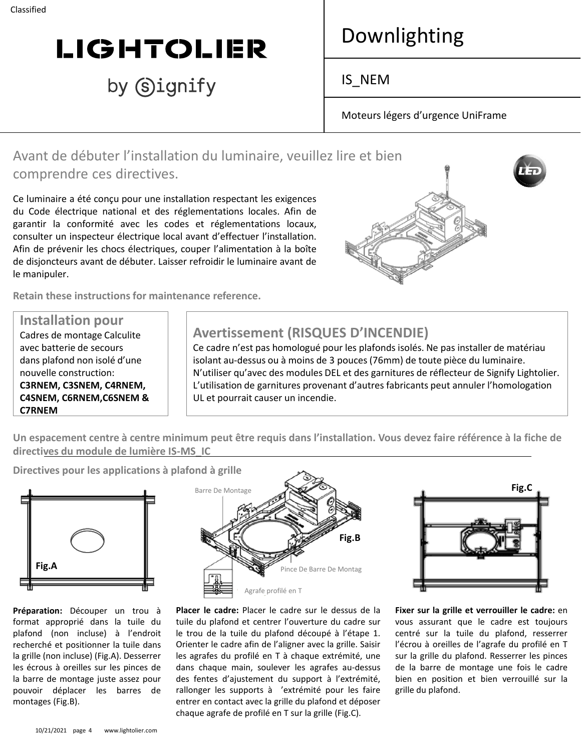Classified

# LIGHTOLIER

by signify

# Downlighting

## IS_NEM

Moteurs légers d'urgence UniFrame

## Avant de débuter l'installation du luminaire, veuillez lire et bien comprendre ces directives.

Ce luminaire a été conçu pour une installation respectant les exigences du Code électrique national et des réglementations locales. Afin de garantir la conformité avec les codes et réglementations locaux, consulter un inspecteur électrique local avant d'effectuer l'installation. Afin de prévenir les chocs électriques, couper l'alimentation à la boîte de disjoncteurs avant de débuter. Laisser refroidir le luminaire avant de le manipuler.

**Retain these instructions for maintenance reference.**

### Installation pour

Cadres de montage Calculite avec batterie de secours dans plafond non isolé d'une nouvelle construction:
**C3RNEM, C3SNEM, C4RNEM, C4SNEM, C6RNEM,C6SNEM & C7RNEM**

### Avertissement (RISQUES D'INCENDIE)

Ce cadre n'est pas homologué pour les plafonds isolés. Ne pas installer de matériau isolant au-dessus ou à moins de 3 pouces (76mm) de toute pièce du luminaire. N'utiliser qu'avec des modules DEL et des garnitures de réflecteur de Signify Lightolier. L'utilisation de garnitures provenant d'autres fabricants peut annuler l'homologation UL et pourrait causer un incendie.

**Un espacement centre à centre minimum peut être requis dans l'installation. Vous devez faire référence à la fiche de directives du module de lumière IS-MS_IC**

**Directives pour les applications à plafond à grille**

Fig.A

Barre De Montage

Pince De Barre De Montag

Agrafe profilé en T

Fig.B

Fig.C

**Préparation:** Découper un trou à format approprié dans la tuile du plafond (non incluse) à l'endroit recherché et positionner la tuile dans la grille (non incluse) (Fig.A). Desserrer les écrous à oreilles sur les pinces de la barre de montage juste assez pour pouvoir déplacer les barres de montages (Fig.B).

**Placer le cadre:** Placer le cadre sur le dessus de la tuile du plafond et centrer l'ouverture du cadre sur le trou de la tuile du plafond découpé à l'étape 1. Orienter le cadre afin de l'aligner avec la grille. Saisir les agrafes du profilé en T à chaque extrémité, une dans chaque main, soulever les agrafes au-dessus des fentes d'ajustement du support à l'extrémité, rallonger les supports à 'extrémité pour les faire entrer en contact avec la grille du plafond et déposer chaque agrafe de profilé en T sur la grille (Fig.C).

**Fixer sur la grille et verrouiller le cadre:** en vous assurant que le cadre est toujours centré sur la tuile du plafond, resserrer l'écrou à oreilles de l'agrafe du profilé en T sur la grille du plafond. Resserrer les pinces de la barre de montage une fois le cadre bien en position et bien verrouillé sur la grille du plafond.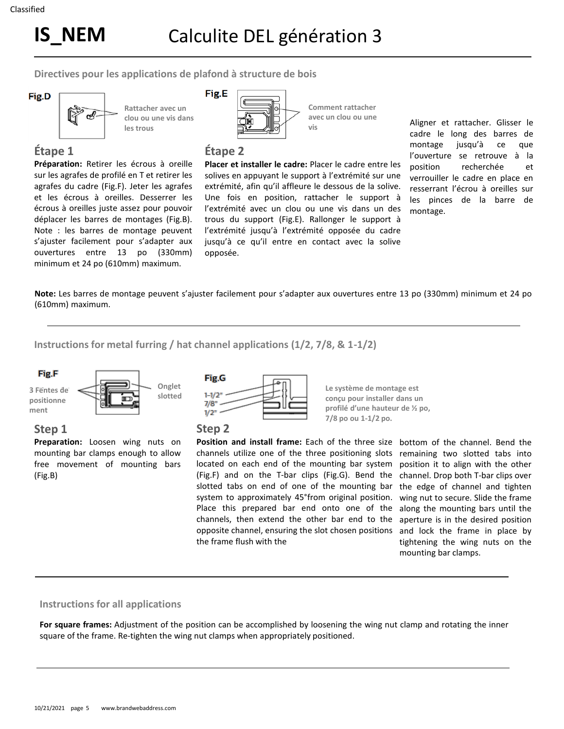# IS_NEM Calculite DEL génération 3

## Directives pour les applications de plafond à structure de bois

**Fig.D**

**Rattacher avec un clou ou une vis dans les trous**

**Fig.E**

**Comment rattacher avec un clou ou une vis**

### Étape 1

**Préparation:** Retirer les écrous à oreille sur les agrafes de profilé en T et retirer les agrafes du cadre (Fig.F). Jeter les agrafes et les écrous à oreilles. Desserrer les écrous à oreilles juste assez pour pouvoir déplacer les barres de montages (Fig.B). Note : les barres de montage peuvent s'ajuster facilement pour s'adapter aux ouvertures entre 13 po (330mm) minimum et 24 po (610mm) maximum.

### Étape 2

**Placer et installer le cadre:** Placer le cadre entre les solives en appuyant le support à l'extrémité sur une extrémité, afin qu'il affleure le dessous de la solive. Une fois en position, rattacher le support à l'extrémité avec un clou ou une vis dans un des trous du support (Fig.E). Rallonger le support à l'extrémité jusqu'à l'extrémité opposée du cadre jusqu'à ce qu'il entre en contact avec la solive opposée.

Aligner et rattacher. Glisser le cadre le long des barres de montage jusqu'à ce que l'ouverture se retrouve à la position recherchée et verrouiller le cadre en place en resserrant l'écrou à oreilles sur les pinces de la barre de montage.

**Note:** Les barres de montage peuvent s'ajuster facilement pour s'adapter aux ouvertures entre 13 po (330mm) minimum et 24 po (610mm) maximum.

---

## Instructions for metal furring / hat channel applications (1/2, 7/8, & 1-1/2)

**Fig.F**

3 Fentes de positionnement

Onglet slotted

**Fig.G**

1-1/2"
7/8"
1/2"

**Le système de montage est conçu pour installer dans un profilé d'une hauteur de ½ po, 7/8 po ou 1-1/2 po.**

### Step 1

**Preparation:** Loosen wing nuts on mounting bar clamps enough to allow free movement of mounting bars (Fig.B)

### Step 2

**Position and install frame:** Each of the three size channels utilize one of the three positioning slots located on each end of the mounting bar system (Fig.F) and on the T-bar clips (Fig.G). Bend the slotted tabs on end of one of the mounting bar system to approximately 45°from original position. Place this prepared bar end onto one of the channels, then extend the other bar end to the opposite channel, ensuring the slot chosen positions the frame flush with the bottom of the channel. Bend the remaining two slotted tabs into position it to align with the other channel. Drop both T-bar clips over the edge of channel and tighten wing nut to secure. Slide the frame along the mounting bars until the aperture is in the desired position and lock the frame in place by tightening the wing nuts on the mounting bar clamps.

---

## Instructions for all applications

**For square frames:** Adjustment of the position can be accomplished by loosening the wing nut clamp and rotating the inner square of the frame. Re-tighten the wing nut clamps when appropriately positioned.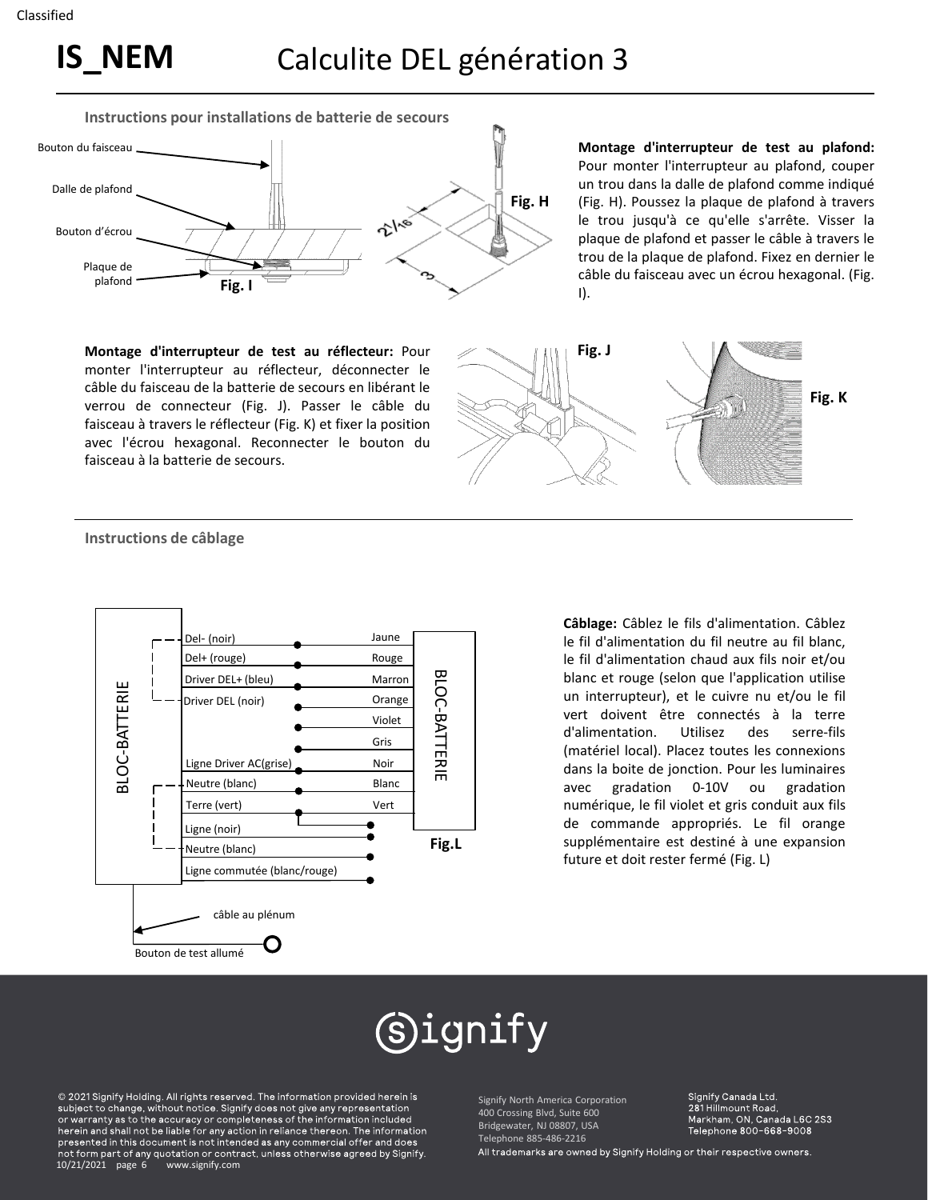# IS_NEM Calculite DEL génération 3

## Instructions pour installations de batterie de secours

Bouton du faisceau

Dalle de plafond

Bouton d'écrou

Plaque de plafond

Fig. I

Fig. H

2 1/16

3

**Montage d'interrupteur de test au plafond:** Pour monter l'interrupteur au plafond, couper un trou dans la dalle de plafond comme indiqué (Fig. H). Poussez la plaque de plafond à travers le trou jusqu'à ce qu'elle s'arrête. Visser la plaque de plafond et passer le câble à travers le trou de la plaque de plafond. Fixez en dernier le câble du faisceau avec un écrou hexagonal. (Fig. I).

**Montage d'interrupteur de test au réflecteur:** Pour monter l'interrupteur au réflecteur, déconnecter le câble du faisceau de la batterie de secours en libérant le verrou de connecteur (Fig. J). Passer le câble du faisceau à travers le réflecteur (Fig. K) et fixer la position avec l'écrou hexagonal. Reconnecter le bouton du faisceau à la batterie de secours.

Fig. J

Fig. K

## Instructions de câblage

BLOC-BATTERIE

Del- (noir)

Del+ (rouge)

Driver DEL+ (bleu)

Driver DEL (noir)

Ligne Driver AC(grise)

Neutre (blanc)

Terre (vert)

Ligne (noir)

Neutre (blanc)

Ligne commutée (blanc/rouge)

Jaune

Rouge

Marron

Orange

Violet

Gris

Noir

Blanc

Vert

BLOC-BATTERIE

Fig.L

câble au plénum

Bouton de test allumé

**Câblage:** Câblez le fils d'alimentation. Câblez le fil d'alimentation du fil neutre au fil blanc, le fil d'alimentation chaud aux fils noir et/ou blanc et rouge (selon que l'application utilise un interrupteur), et le cuivre nu et/ou le fil vert doivent être connectés à la terre d'alimentation. Utilisez des serre-fils (matériel local). Placez toutes les connexions dans la boite de jonction. Pour les luminaires avec gradation 0-10V ou gradation numérique, le fil violet et gris conduit aux fils de commande appropriés. Le fil orange supplémentaire est destiné à une expansion future et doit rester fermé (Fig. L)

signify

© 2021 Signify Holding. All rights reserved. The information provided herein is subject to change, without notice. Signify does not give any representation or warranty as to the accuracy or completeness of the information included herein and shall not be liable for any action in reliance thereon. The information presented in this document is not intended as any commercial offer and does not form part of any quotation or contract, unless otherwise agreed by Signify.
10/21/2021 page 6 www.signify.com

Signify North America Corporation
400 Crossing Blvd, Suite 600
Bridgewater, NJ 08807, USA
Telephone 885-486-2216

Signify Canada Ltd.
281 Hillmount Road,
Markham, ON, Canada L6C 2S3
Telephone 800-668-9008

All trademarks are owned by Signify Holding or their respective owners.